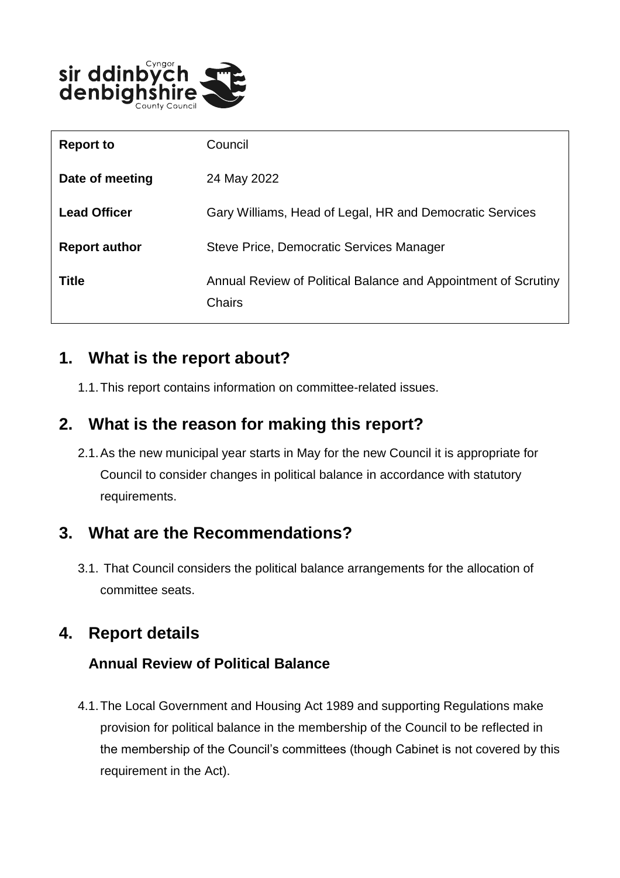| Report to | Council |
|---|---|
| Date of meeting | 24 May 2022 |
| Lead Officer | Gary Williams, Head of Legal, HR and Democratic Services |
| Report author | Steve Price, Democratic Services Manager |
| Title | Annual Review of Political Balance and Appointment of Scrutiny Chairs |

## 1. What is the report about?

1.1. This report contains information on committee-related issues.

## 2. What is the reason for making this report?

2.1. As the new municipal year starts in May for the new Council it is appropriate for Council to consider changes in political balance in accordance with statutory requirements.

## 3. What are the Recommendations?

3.1. That Council considers the political balance arrangements for the allocation of committee seats.

## 4. Report details

### Annual Review of Political Balance

4.1. The Local Government and Housing Act 1989 and supporting Regulations make provision for political balance in the membership of the Council to be reflected in the membership of the Council's committees (though Cabinet is not covered by this requirement in the Act).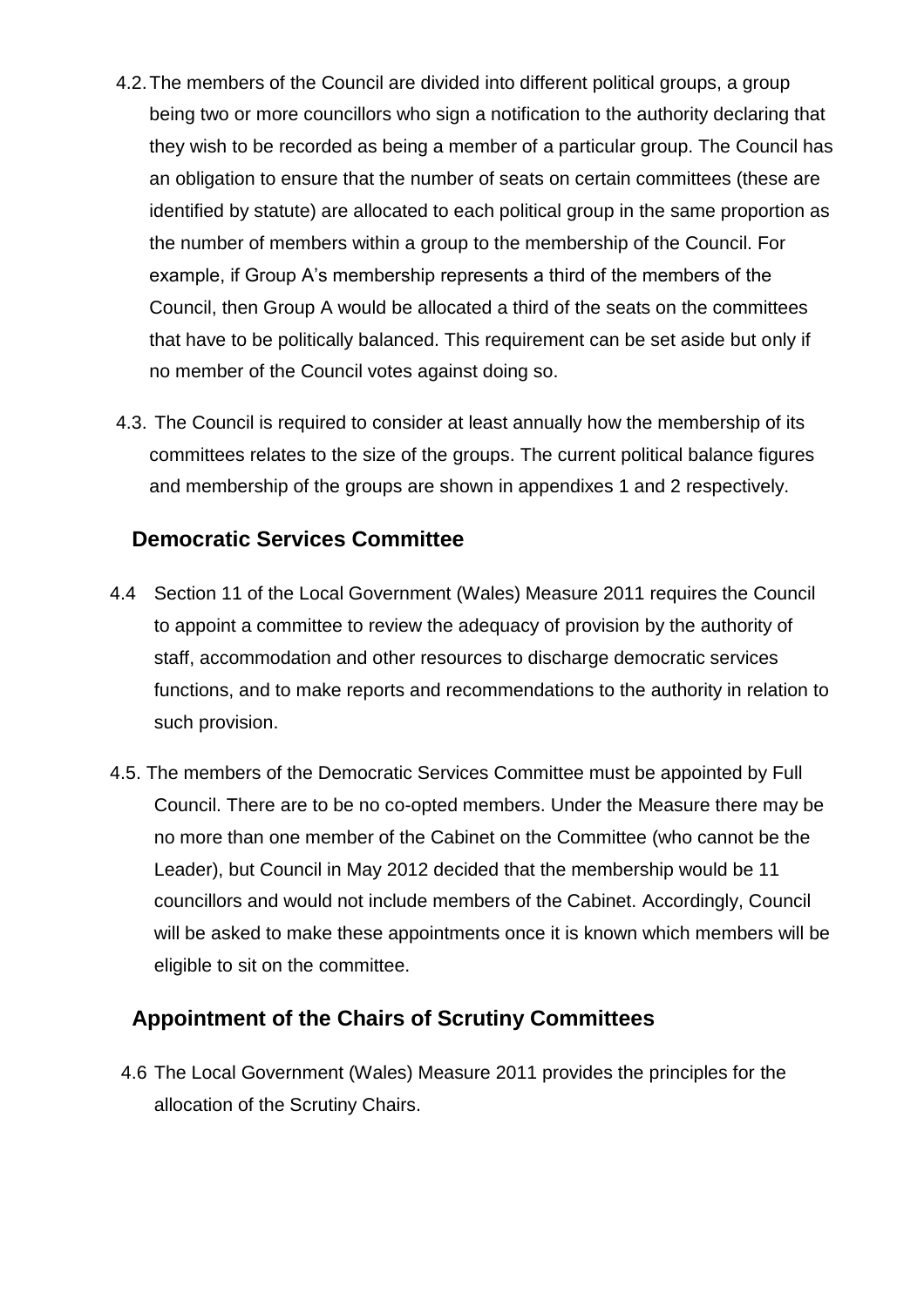4.2. The members of the Council are divided into different political groups, a group being two or more councillors who sign a notification to the authority declaring that they wish to be recorded as being a member of a particular group. The Council has an obligation to ensure that the number of seats on certain committees (these are identified by statute) are allocated to each political group in the same proportion as the number of members within a group to the membership of the Council. For example, if Group A's membership represents a third of the members of the Council, then Group A would be allocated a third of the seats on the committees that have to be politically balanced. This requirement can be set aside but only if no member of the Council votes against doing so.

4.3. The Council is required to consider at least annually how the membership of its committees relates to the size of the groups. The current political balance figures and membership of the groups are shown in appendixes 1 and 2 respectively.

## Democratic Services Committee

4.4 Section 11 of the Local Government (Wales) Measure 2011 requires the Council to appoint a committee to review the adequacy of provision by the authority of staff, accommodation and other resources to discharge democratic services functions, and to make reports and recommendations to the authority in relation to such provision.

4.5. The members of the Democratic Services Committee must be appointed by Full Council. There are to be no co-opted members. Under the Measure there may be no more than one member of the Cabinet on the Committee (who cannot be the Leader), but Council in May 2012 decided that the membership would be 11 councillors and would not include members of the Cabinet. Accordingly, Council will be asked to make these appointments once it is known which members will be eligible to sit on the committee.

## Appointment of the Chairs of Scrutiny Committees

4.6 The Local Government (Wales) Measure 2011 provides the principles for the allocation of the Scrutiny Chairs.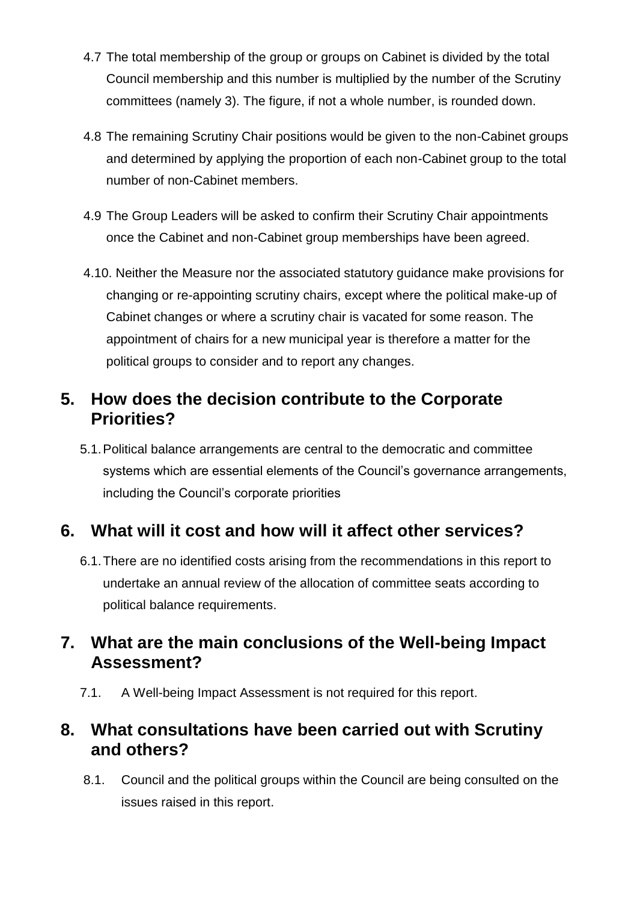4.7 The total membership of the group or groups on Cabinet is divided by the total Council membership and this number is multiplied by the number of the Scrutiny committees (namely 3). The figure, if not a whole number, is rounded down.

4.8 The remaining Scrutiny Chair positions would be given to the non-Cabinet groups and determined by applying the proportion of each non-Cabinet group to the total number of non-Cabinet members.

4.9 The Group Leaders will be asked to confirm their Scrutiny Chair appointments once the Cabinet and non-Cabinet group memberships have been agreed.

4.10. Neither the Measure nor the associated statutory guidance make provisions for changing or re-appointing scrutiny chairs, except where the political make-up of Cabinet changes or where a scrutiny chair is vacated for some reason. The appointment of chairs for a new municipal year is therefore a matter for the political groups to consider and to report any changes.

## 5. How does the decision contribute to the Corporate Priorities?

5.1. Political balance arrangements are central to the democratic and committee systems which are essential elements of the Council's governance arrangements, including the Council's corporate priorities

## 6. What will it cost and how will it affect other services?

6.1. There are no identified costs arising from the recommendations in this report to undertake an annual review of the allocation of committee seats according to political balance requirements.

## 7. What are the main conclusions of the Well-being Impact Assessment?

7.1. A Well-being Impact Assessment is not required for this report.

## 8. What consultations have been carried out with Scrutiny and others?

8.1. Council and the political groups within the Council are being consulted on the issues raised in this report.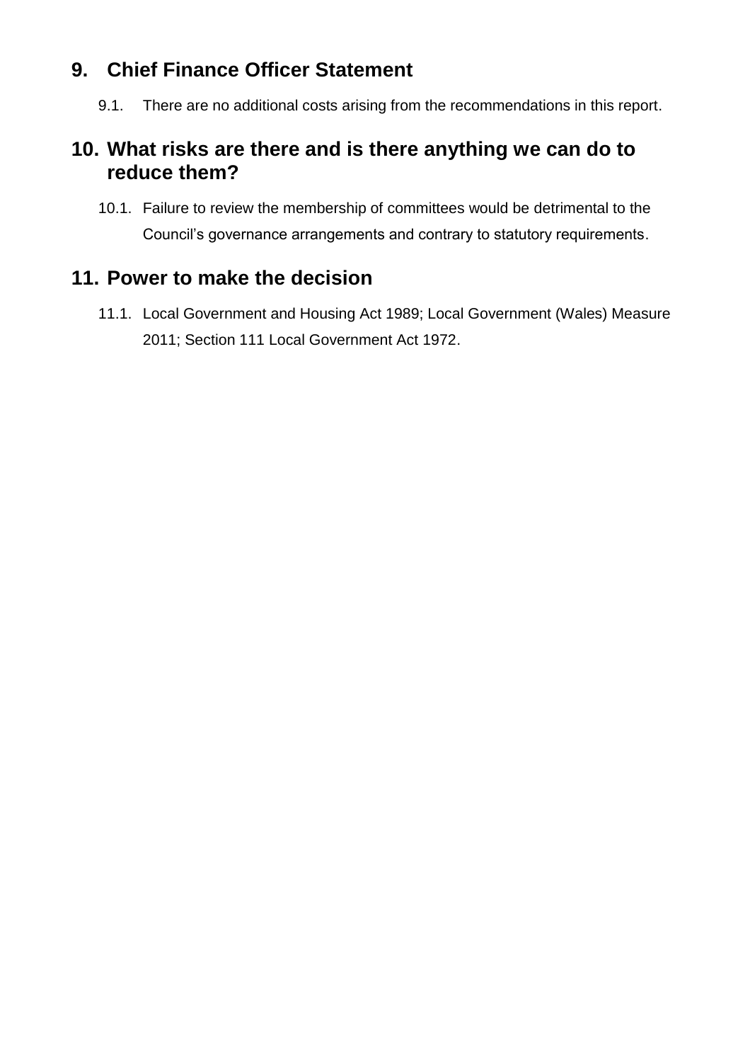## 9. Chief Finance Officer Statement

9.1. There are no additional costs arising from the recommendations in this report.

## 10. What risks are there and is there anything we can do to reduce them?

10.1. Failure to review the membership of committees would be detrimental to the Council's governance arrangements and contrary to statutory requirements.

## 11. Power to make the decision

11.1. Local Government and Housing Act 1989; Local Government (Wales) Measure 2011; Section 111 Local Government Act 1972.